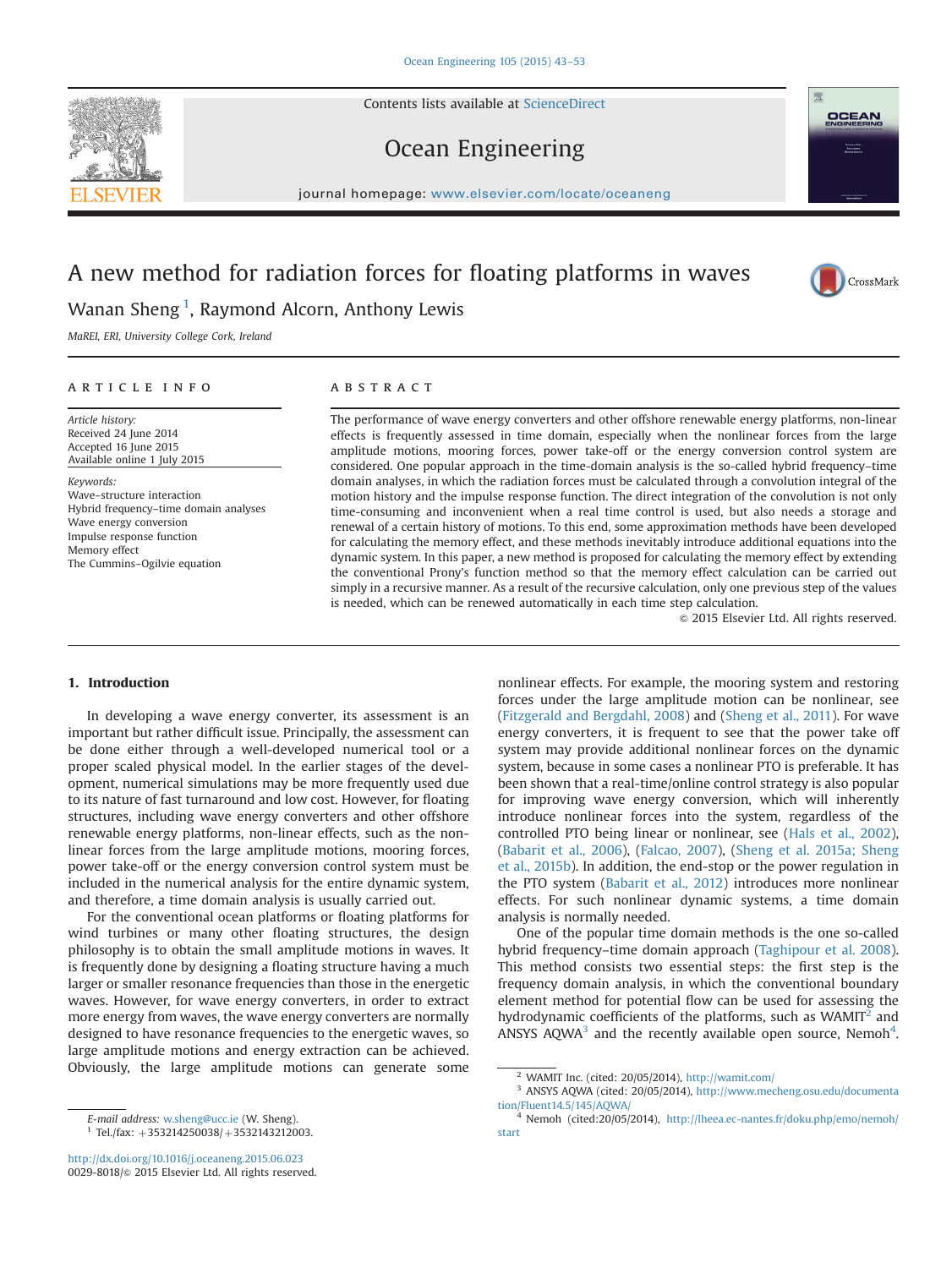# A new method for radiation forces for floating platforms in waves

Wanan Sheng [1], Raymond Alcorn, Anthony Lewis

*MaREI, ERI, University College Cork, Ireland*

## ARTICLE INFO

*Article history:*
Received 24 June 2014
Accepted 16 June 2015
Available online 1 July 2015

*Keywords:*
Wave–structure interaction
Hybrid frequency–time domain analyses
Wave energy conversion
Impulse response function
Memory effect
The Cummins–Ogilvie equation

## ABSTRACT

The performance of wave energy converters and other offshore renewable energy platforms, non-linear effects is frequently assessed in time domain, especially when the nonlinear forces from the large amplitude motions, mooring forces, power take-off or the energy conversion control system are considered. One popular approach in the time-domain analysis is the so-called hybrid frequency–time domain analyses, in which the radiation forces must be calculated through a convolution integral of the motion history and the impulse response function. The direct integration of the convolution is not only time-consuming and inconvenient when a real time control is used, but also needs a storage and renewal of a certain history of motions. To this end, some approximation methods have been developed for calculating the memory effect, and these methods inevitably introduce additional equations into the dynamic system. In this paper, a new method is proposed for calculating the memory effect by extending the conventional Prony's function method so that the memory effect calculation can be carried out simply in a recursive manner. As a result of the recursive calculation, only one previous step of the values is needed, which can be renewed automatically in each time step calculation.

© 2015 Elsevier Ltd. All rights reserved.

## 1. Introduction

In developing a wave energy converter, its assessment is an important but rather difficult issue. Principally, the assessment can be done either through a well-developed numerical tool or a proper scaled physical model. In the earlier stages of the development, numerical simulations may be more frequently used due to its nature of fast turnaround and low cost. However, for floating structures, including wave energy converters and other offshore renewable energy platforms, non-linear effects, such as the non-linear forces from the large amplitude motions, mooring forces, power take-off or the energy conversion control system must be included in the numerical analysis for the entire dynamic system, and therefore, a time domain analysis is usually carried out.

For the conventional ocean platforms or floating platforms for wind turbines or many other floating structures, the design philosophy is to obtain the small amplitude motions in waves. It is frequently done by designing a floating structure having a much larger or smaller resonance frequencies than those in the energetic waves. However, for wave energy converters, in order to extract more energy from waves, the wave energy converters are normally designed to have resonance frequencies to the energetic waves, so large amplitude motions and energy extraction can be achieved. Obviously, the large amplitude motions can generate some nonlinear effects. For example, the mooring system and restoring forces under the large amplitude motion can be nonlinear, see (Fitzgerald and Bergdahl, 2008) and (Sheng et al., 2011). For wave energy converters, it is frequent to see that the power take off system may provide additional nonlinear forces on the dynamic system, because in some cases a nonlinear PTO is preferable. It has been shown that a real-time/online control strategy is also popular for improving wave energy conversion, which will inherently introduce nonlinear forces into the system, regardless of the controlled PTO being linear or nonlinear, see (Hals et al., 2002), (Babarit et al., 2006), (Falcao, 2007), (Sheng et al. 2015a; Sheng et al., 2015b). In addition, the end-stop or the power regulation in the PTO system (Babarit et al., 2012) introduces more nonlinear effects. For such nonlinear dynamic systems, a time domain analysis is normally needed.

One of the popular time domain methods is the one so-called hybrid frequency–time domain approach (Taghipour et al. 2008). This method consists two essential steps: the first step is the frequency domain analysis, in which the conventional boundary element method for potential flow can be used for assessing the hydrodynamic coefficients of the platforms, such as WAMIT[2] and ANSYS AQWA[3] and the recently available open source, Nemoh[4].

E-mail address: w.sheng@ucc.ie (W. Sheng).

[1] Tel./fax: +353214250038/+3532143212003.

[2] WAMIT Inc. (cited: 20/05/2014), http://wamit.com/

[3] ANSYS AQWA (cited: 20/05/2014), http://www.mecheng.osu.edu/documentation/Fluent14.5/145/AQWA/

[4] Nemoh (cited:20/05/2014), http://lheea.ec-nantes.fr/doku.php/emo/nemoh/start

http://dx.doi.org/10.1016/j.oceaneng.2015.06.023
0029-8018/© 2015 Elsevier Ltd. All rights reserved.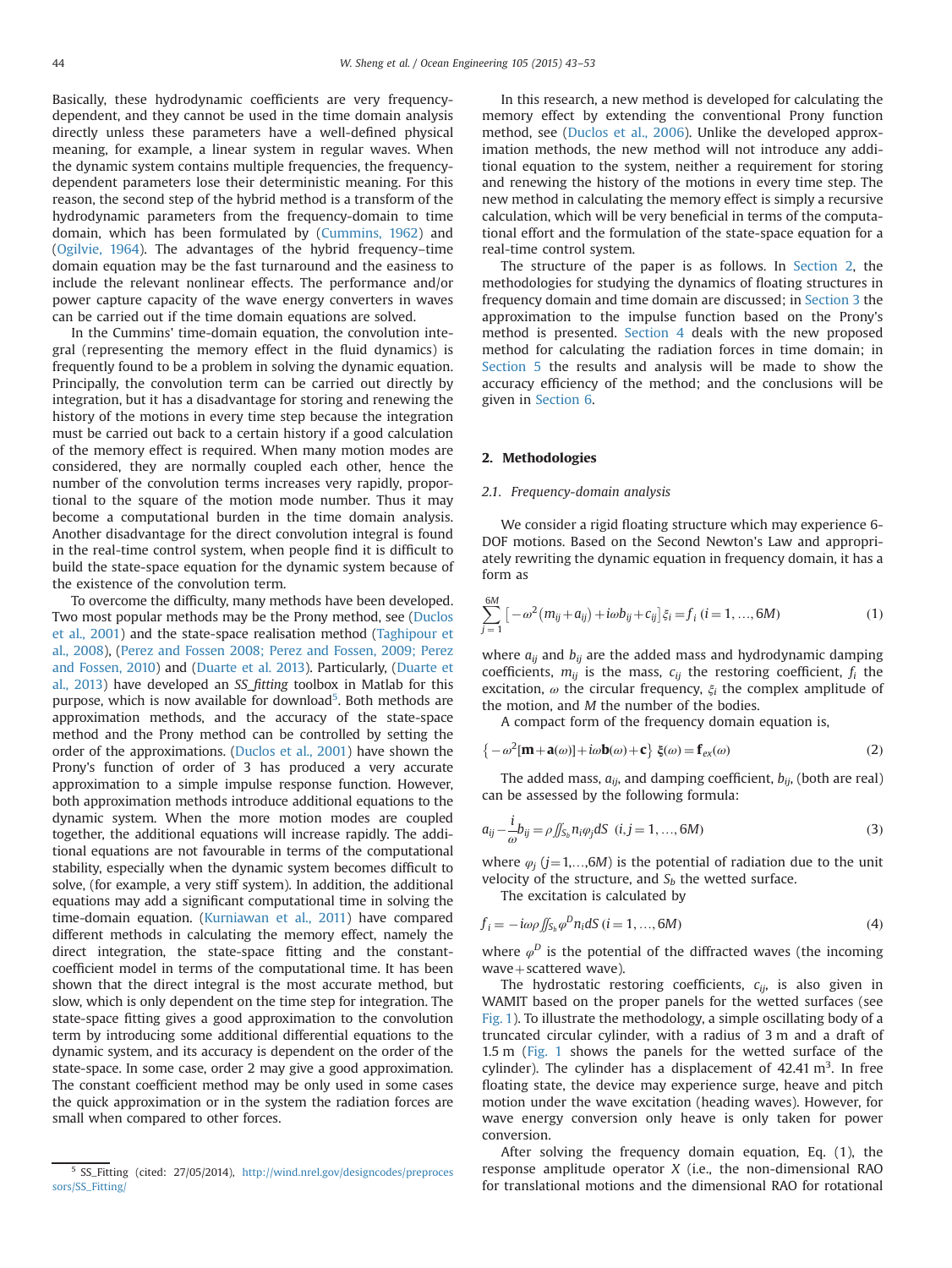Basically, these hydrodynamic coefficients are very frequency-dependent, and they cannot be used in the time domain analysis directly unless these parameters have a well-defined physical meaning, for example, a linear system in regular waves. When the dynamic system contains multiple frequencies, the frequency-dependent parameters lose their deterministic meaning. For this reason, the second step of the hybrid method is a transform of the hydrodynamic parameters from the frequency-domain to time domain, which has been formulated by (Cummins, 1962) and (Ogilvie, 1964). The advantages of the hybrid frequency–time domain equation may be the fast turnaround and the easiness to include the relevant nonlinear effects. The performance and/or power capture capacity of the wave energy converters in waves can be carried out if the time domain equations are solved.

In the Cummins' time-domain equation, the convolution integral (representing the memory effect in the fluid dynamics) is frequently found to be a problem in solving the dynamic equation. Principally, the convolution term can be carried out directly by integration, but it has a disadvantage for storing and renewing the history of the motions in every time step because the integration must be carried out back to a certain history if a good calculation of the memory effect is required. When many motion modes are considered, they are normally coupled each other, hence the number of the convolution terms increases very rapidly, proportional to the square of the motion mode number. Thus it may become a computational burden in the time domain analysis. Another disadvantage for the direct convolution integral is found in the real-time control system, when people find it is difficult to build the state-space equation for the dynamic system because of the existence of the convolution term.

To overcome the difficulty, many methods have been developed. Two most popular methods may be the Prony method, see (Duclos et al., 2001) and the state-space realisation method (Taghipour et al., 2008), (Perez and Fossen 2008; Perez and Fossen, 2009; Perez and Fossen, 2010) and (Duarte et al. 2013). Particularly, (Duarte et al., 2013) have developed an *SS_fitting* toolbox in Matlab for this purpose, which is now available for download[5]. Both methods are approximation methods, and the accuracy of the state-space method and the Prony method can be controlled by setting the order of the approximations. (Duclos et al., 2001) have shown the Prony's function of order of 3 has produced a very accurate approximation to a simple impulse response function. However, both approximation methods introduce additional equations to the dynamic system. When the more motion modes are coupled together, the additional equations will increase rapidly. The additional equations are not favourable in terms of the computational stability, especially when the dynamic system becomes difficult to solve, (for example, a very stiff system). In addition, the additional equations may add a significant computational time in solving the time-domain equation. (Kurniawan et al., 2011) have compared different methods in calculating the memory effect, namely the direct integration, the state-space fitting and the constant-coefficient model in terms of the computational time. It has been shown that the direct integral is the most accurate method, but slow, which is only dependent on the time step for integration. The state-space fitting gives a good approximation to the convolution term by introducing some additional differential equations to the dynamic system, and its accuracy is dependent on the order of the state-space. In some case, order 2 may give a good approximation. The constant coefficient method may be only used in some cases the quick approximation or in the system the radiation forces are small when compared to other forces.

[5] SS_Fitting (cited: 27/05/2014), http://wind.nrel.gov/designcodes/preprocessors/SS_Fitting/

In this research, a new method is developed for calculating the memory effect by extending the conventional Prony function method, see (Duclos et al., 2006). Unlike the developed approximation methods, the new method will not introduce any additional equation to the system, neither a requirement for storing and renewing the history of the motions in every time step. The new method in calculating the memory effect is simply a recursive calculation, which will be very beneficial in terms of the computational effort and the formulation of the state-space equation for a real-time control system.

The structure of the paper is as follows. In Section 2, the methodologies for studying the dynamics of floating structures in frequency domain and time domain are discussed; in Section 3 the approximation to the impulse function based on the Prony's method is presented. Section 4 deals with the new proposed method for calculating the radiation forces in time domain; in Section 5 the results and analysis will be made to show the accuracy efficiency of the method; and the conclusions will be given in Section 6.

## 2. Methodologies

### 2.1. Frequency-domain analysis

We consider a rigid floating structure which may experience 6-DOF motions. Based on the Second Newton's Law and appropriately rewriting the dynamic equation in frequency domain, it has a form as

$$\sum_{j=1}^{6M} \left[ -\omega^2 (m_{ij} + a_{ij}) + i\omega b_{ij} + c_{ij} \right] \xi_i = f_i \; (i = 1, \ldots, 6M) \tag{1}$$

where $a_{ij}$ and $b_{ij}$ are the added mass and hydrodynamic damping coefficients, $m_{ij}$ is the mass, $c_{ij}$ the restoring coefficient, $f_i$ the excitation, $\omega$ the circular frequency, $\xi_i$ the complex amplitude of the motion, and $M$ the number of the bodies.

A compact form of the frequency domain equation is,

$$\left\{ -\omega^2 [\mathbf{m} + \mathbf{a}(\omega)] + i\omega \mathbf{b}(\omega) + \mathbf{c} \right\} \boldsymbol{\xi}(\omega) = \mathbf{f}_{ex}(\omega) \tag{2}$$

The added mass, $a_{ij}$, and damping coefficient, $b_{ij}$, (both are real) can be assessed by the following formula:

$$a_{ij} - \frac{i}{\omega} b_{ij} = \rho \iint_{S_b} n_i \varphi_j dS \;\; (i, j = 1, \ldots, 6M) \tag{3}$$

where $\varphi_j$ ($j$=1,…,6$M$) is the potential of radiation due to the unit velocity of the structure, and $S_b$ the wetted surface.

The excitation is calculated by

$$f_i = -i\omega\rho \iint_{S_b} \varphi^D n_i dS \; (i = 1, \ldots, 6M) \tag{4}$$

where $\varphi^D$ is the potential of the diffracted waves (the incoming wave + scattered wave).

The hydrostatic restoring coefficients, $c_{ij}$, is also given in WAMIT based on the proper panels for the wetted surfaces (see Fig. 1). To illustrate the methodology, a simple oscillating body of a truncated circular cylinder, with a radius of 3 m and a draft of 1.5 m (Fig. 1 shows the panels for the wetted surface of the cylinder). The cylinder has a displacement of 42.41 m$^3$. In free floating state, the device may experience surge, heave and pitch motion under the wave excitation (heading waves). However, for wave energy conversion only heave is only taken for power conversion.

After solving the frequency domain equation, Eq. (1), the response amplitude operator $X$ (i.e., the non-dimensional RAO for translational motions and the dimensional RAO for rotational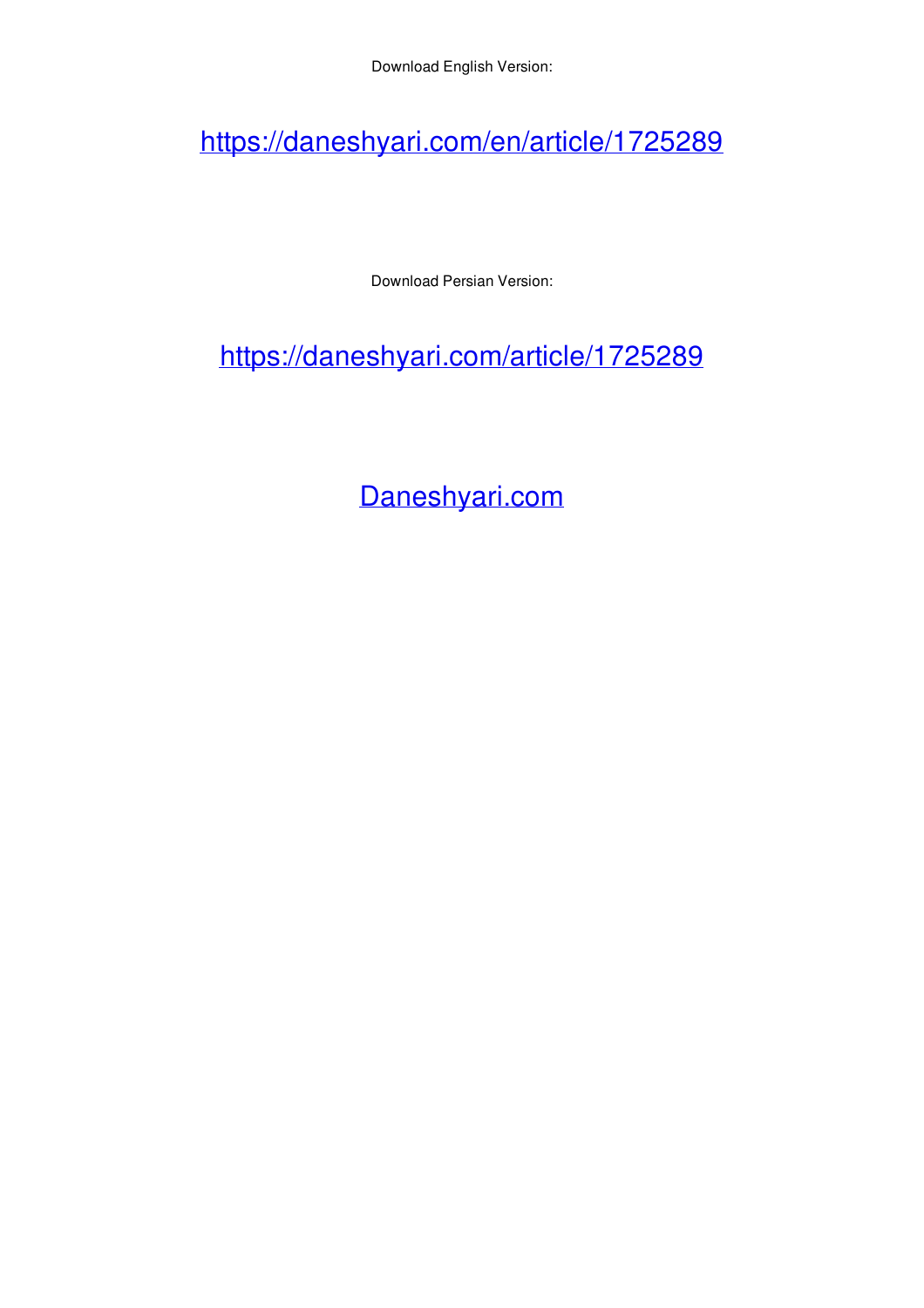Download English Version:

https://daneshyari.com/en/article/1725289

Download Persian Version:

https://daneshyari.com/article/1725289

Daneshyari.com